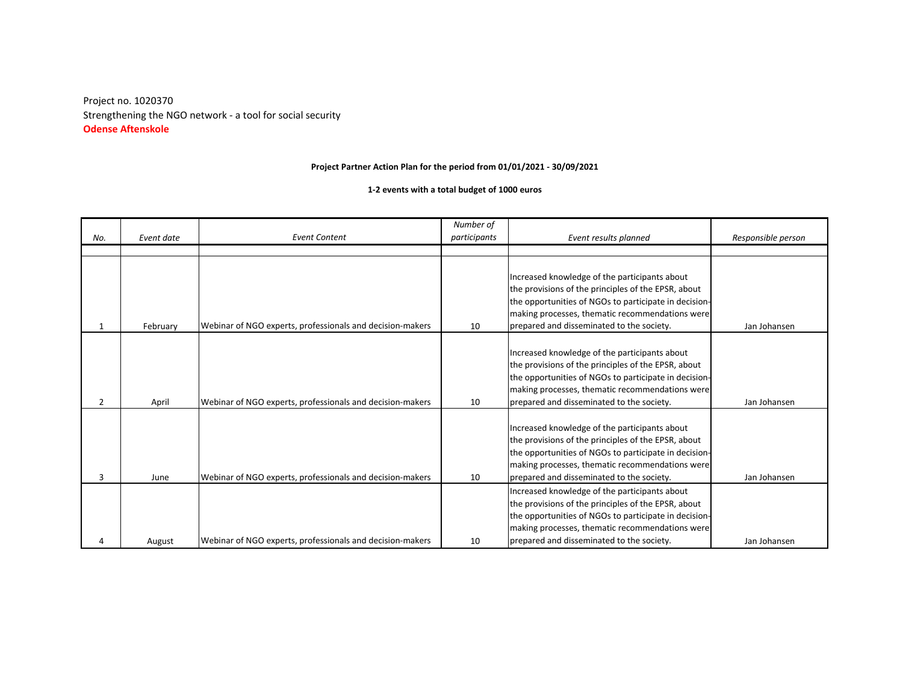Project no. 1020370
Strengthening the NGO network - a tool for social security
**Odense Aftenskole**

**Project Partner Action Plan for the period from 01/01/2021 - 30/09/2021**

**1-2 events with a total budget of 1000 euros**

| *No.* | *Event date* | *Event Content* | *Number of participants* | *Event results planned* | *Responsible person* |
|---|---|---|---|---|---|
| 1 | February | Webinar of NGO experts, professionals and decision-makers | 10 | Increased knowledge of the participants about the provisions of the principles of the EPSR, about the opportunities of NGOs to participate in decision-making processes, thematic recommendations were prepared and disseminated to the society. | Jan Johansen |
| 2 | April | Webinar of NGO experts, professionals and decision-makers | 10 | Increased knowledge of the participants about the provisions of the principles of the EPSR, about the opportunities of NGOs to participate in decision-making processes, thematic recommendations were prepared and disseminated to the society. | Jan Johansen |
| 3 | June | Webinar of NGO experts, professionals and decision-makers | 10 | Increased knowledge of the participants about the provisions of the principles of the EPSR, about the opportunities of NGOs to participate in decision-making processes, thematic recommendations were prepared and disseminated to the society. | Jan Johansen |
| 4 | August | Webinar of NGO experts, professionals and decision-makers | 10 | Increased knowledge of the participants about the provisions of the principles of the EPSR, about the opportunities of NGOs to participate in decision-making processes, thematic recommendations were prepared and disseminated to the society. | Jan Johansen |